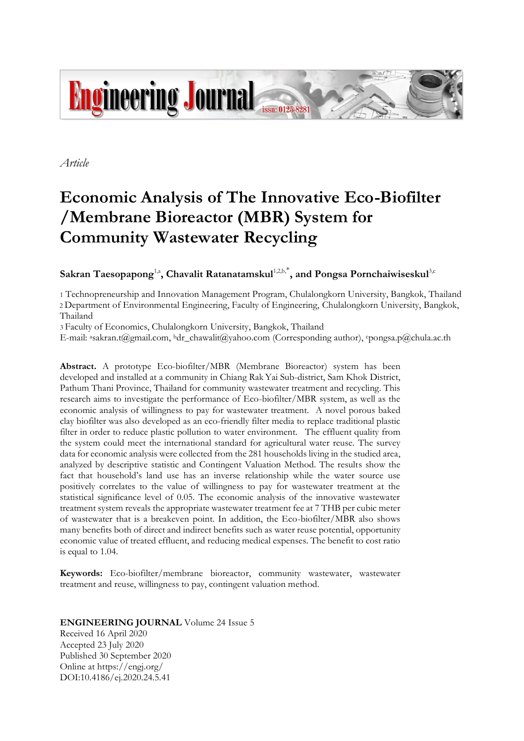*Article*

# Economic Analysis of The Innovative Eco-Biofilter /Membrane Bioreactor (MBR) System for Community Wastewater Recycling

**Sakran Taesopapong**[1,a]**, Chavalit Ratanatamskul**[1,2,b,*]**, and Pongsa Pornchaiwiseskul**[3,c]

1 Technopreneurship and Innovation Management Program, Chulalongkorn University, Bangkok, Thailand
2 Department of Environmental Engineering, Faculty of Engineering, Chulalongkorn University, Bangkok, Thailand
3 Faculty of Economics, Chulalongkorn University, Bangkok, Thailand
E-mail: [a]sakran.t@gmail.com, [b]dr_chawalit@yahoo.com (Corresponding author), [c]pongsa.p@chula.ac.th

**Abstract.** A prototype Eco-biofilter/MBR (Membrane Bioreactor) system has been developed and installed at a community in Chiang Rak Yai Sub-district, Sam Khok District, Pathum Thani Province, Thailand for community wastewater treatment and recycling. This research aims to investigate the performance of Eco-biofilter/MBR system, as well as the economic analysis of willingness to pay for wastewater treatment. A novel porous baked clay biofilter was also developed as an eco-friendly filter media to replace traditional plastic filter in order to reduce plastic pollution to water environment. The effluent quality from the system could meet the international standard for agricultural water reuse. The survey data for economic analysis were collected from the 281 households living in the studied area, analyzed by descriptive statistic and Contingent Valuation Method. The results show the fact that household's land use has an inverse relationship while the water source use positively correlates to the value of willingness to pay for wastewater treatment at the statistical significance level of 0.05. The economic analysis of the innovative wastewater treatment system reveals the appropriate wastewater treatment fee at 7 THB per cubic meter of wastewater that is a breakeven point. In addition, the Eco-biofilter/MBR also shows many benefits both of direct and indirect benefits such as water reuse potential, opportunity economic value of treated effluent, and reducing medical expenses. The benefit to cost ratio is equal to 1.04.

**Keywords:** Eco-biofilter/membrane bioreactor, community wastewater, wastewater treatment and reuse, willingness to pay, contingent valuation method.

**ENGINEERING JOURNAL** Volume 24 Issue 5
Received 16 April 2020
Accepted 23 July 2020
Published 30 September 2020
Online at https://engj.org/
DOI:10.4186/ej.2020.24.5.41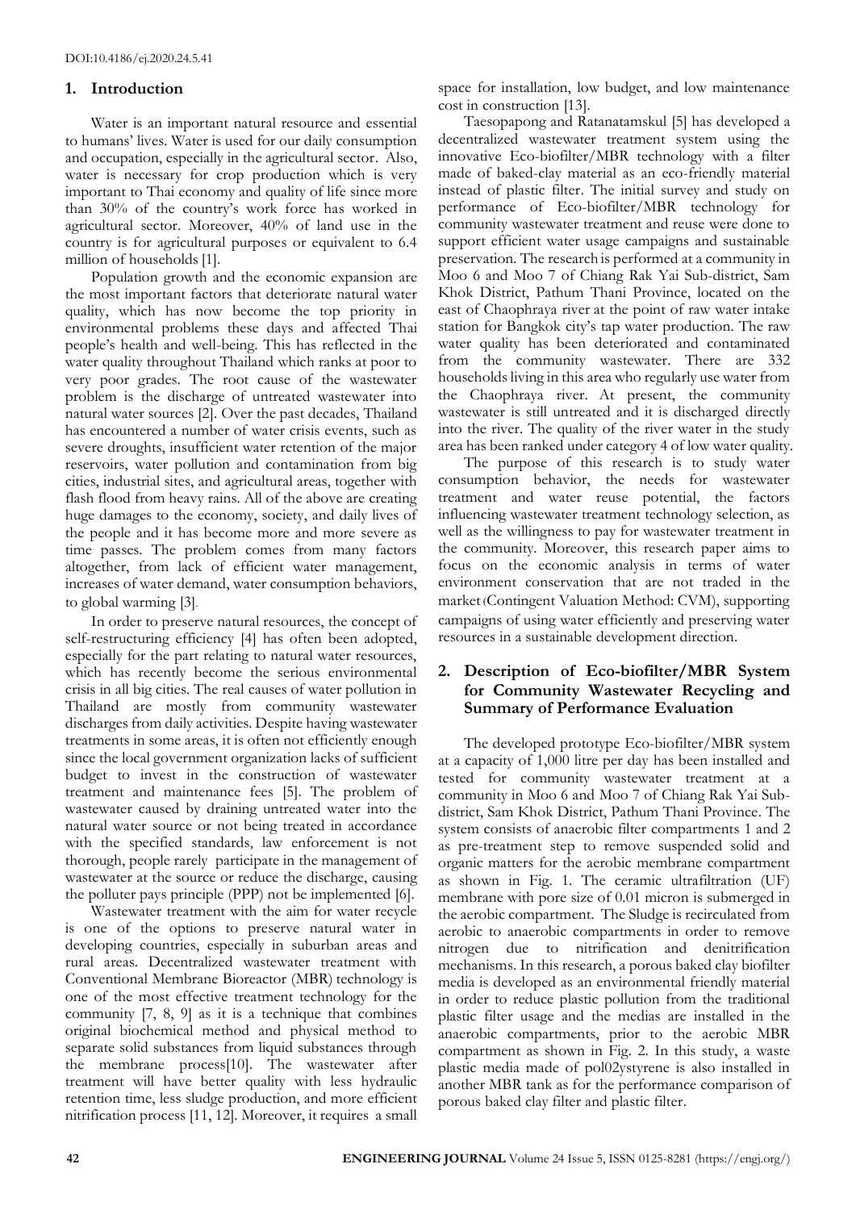## 1. Introduction

Water is an important natural resource and essential to humans' lives. Water is used for our daily consumption and occupation, especially in the agricultural sector. Also, water is necessary for crop production which is very important to Thai economy and quality of life since more than 30% of the country's work force has worked in agricultural sector. Moreover, 40% of land use in the country is for agricultural purposes or equivalent to 6.4 million of households [1].

Population growth and the economic expansion are the most important factors that deteriorate natural water quality, which has now become the top priority in environmental problems these days and affected Thai people's health and well-being. This has reflected in the water quality throughout Thailand which ranks at poor to very poor grades. The root cause of the wastewater problem is the discharge of untreated wastewater into natural water sources [2]. Over the past decades, Thailand has encountered a number of water crisis events, such as severe droughts, insufficient water retention of the major reservoirs, water pollution and contamination from big cities, industrial sites, and agricultural areas, together with flash flood from heavy rains. All of the above are creating huge damages to the economy, society, and daily lives of the people and it has become more and more severe as time passes. The problem comes from many factors altogether, from lack of efficient water management, increases of water demand, water consumption behaviors, to global warming [3].

In order to preserve natural resources, the concept of self-restructuring efficiency [4] has often been adopted, especially for the part relating to natural water resources, which has recently become the serious environmental crisis in all big cities. The real causes of water pollution in Thailand are mostly from community wastewater discharges from daily activities. Despite having wastewater treatments in some areas, it is often not efficiently enough since the local government organization lacks of sufficient budget to invest in the construction of wastewater treatment and maintenance fees [5]. The problem of wastewater caused by draining untreated water into the natural water source or not being treated in accordance with the specified standards, law enforcement is not thorough, people rarely participate in the management of wastewater at the source or reduce the discharge, causing the polluter pays principle (PPP) not be implemented [6].

Wastewater treatment with the aim for water recycle is one of the options to preserve natural water in developing countries, especially in suburban areas and rural areas. Decentralized wastewater treatment with Conventional Membrane Bioreactor (MBR) technology is one of the most effective treatment technology for the community [7, 8, 9] as it is a technique that combines original biochemical method and physical method to separate solid substances from liquid substances through the membrane process[10]. The wastewater after treatment will have better quality with less hydraulic retention time, less sludge production, and more efficient nitrification process [11, 12]. Moreover, it requires a small space for installation, low budget, and low maintenance cost in construction [13].

Taesopapong and Ratanatamskul [5] has developed a decentralized wastewater treatment system using the innovative Eco-biofilter/MBR technology with a filter made of baked-clay material as an eco-friendly material instead of plastic filter. The initial survey and study on performance of Eco-biofilter/MBR technology for community wastewater treatment and reuse were done to support efficient water usage campaigns and sustainable preservation. The research is performed at a community in Moo 6 and Moo 7 of Chiang Rak Yai Sub-district, Sam Khok District, Pathum Thani Province, located on the east of Chaophraya river at the point of raw water intake station for Bangkok city's tap water production. The raw water quality has been deteriorated and contaminated from the community wastewater. There are 332 households living in this area who regularly use water from the Chaophraya river. At present, the community wastewater is still untreated and it is discharged directly into the river. The quality of the river water in the study area has been ranked under category 4 of low water quality.

The purpose of this research is to study water consumption behavior, the needs for wastewater treatment and water reuse potential, the factors influencing wastewater treatment technology selection, as well as the willingness to pay for wastewater treatment in the community. Moreover, this research paper aims to focus on the economic analysis in terms of water environment conservation that are not traded in the market (Contingent Valuation Method: CVM), supporting campaigns of using water efficiently and preserving water resources in a sustainable development direction.

## 2. Description of Eco-biofilter/MBR System for Community Wastewater Recycling and Summary of Performance Evaluation

The developed prototype Eco-biofilter/MBR system at a capacity of 1,000 litre per day has been installed and tested for community wastewater treatment at a community in Moo 6 and Moo 7 of Chiang Rak Yai Sub-district, Sam Khok District, Pathum Thani Province. The system consists of anaerobic filter compartments 1 and 2 as pre-treatment step to remove suspended solid and organic matters for the aerobic membrane compartment as shown in Fig. 1. The ceramic ultrafiltration (UF) membrane with pore size of 0.01 micron is submerged in the aerobic compartment. The Sludge is recirculated from aerobic to anaerobic compartments in order to remove nitrogen due to nitrification and denitrification mechanisms. In this research, a porous baked clay biofilter media is developed as an environmental friendly material in order to reduce plastic pollution from the traditional plastic filter usage and the medias are installed in the anaerobic compartments, prior to the aerobic MBR compartment as shown in Fig. 2. In this study, a waste plastic media made of pol02ystyrene is also installed in another MBR tank as for the performance comparison of porous baked clay filter and plastic filter.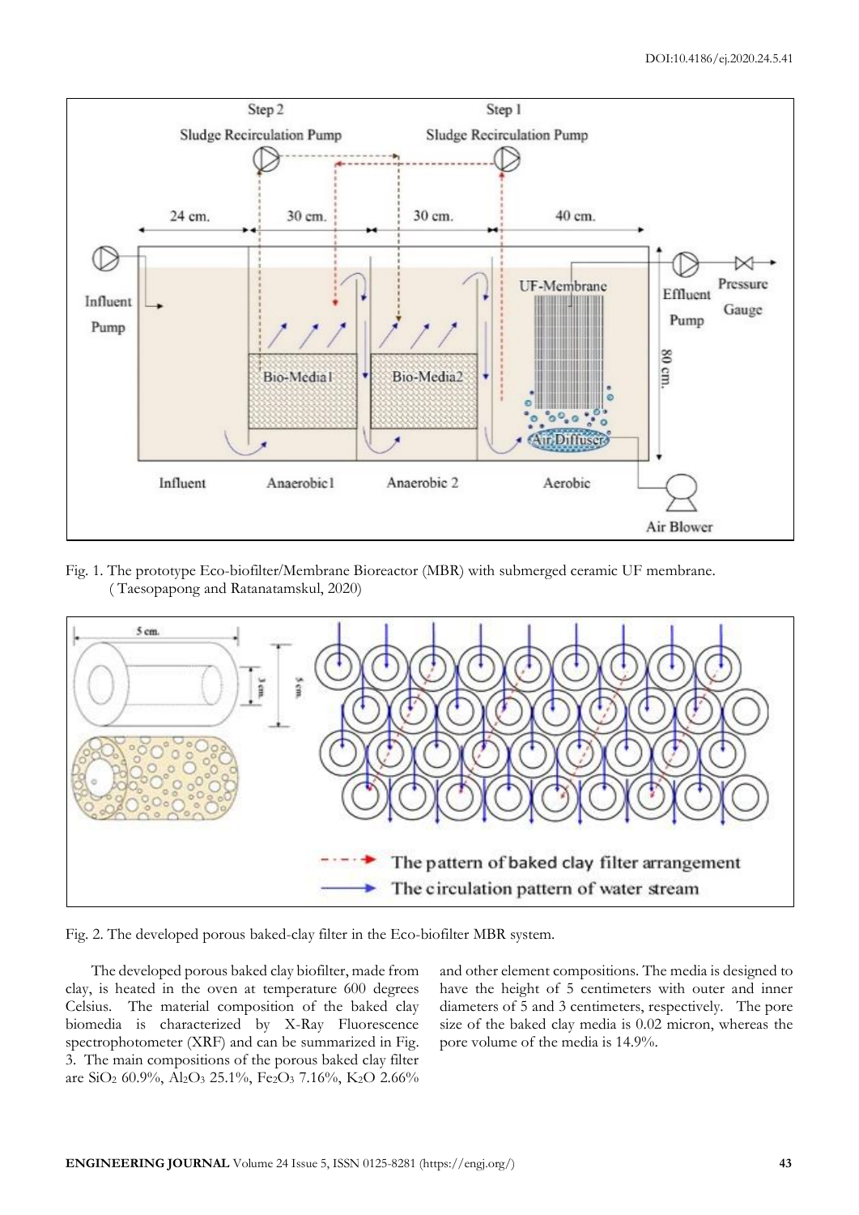Fig. 1. The prototype Eco-biofilter/Membrane Bioreactor (MBR) with submerged ceramic UF membrane. (Taesopapong and Ratanatamskul, 2020)

Fig. 2. The developed porous baked-clay filter in the Eco-biofilter MBR system.

The developed porous baked clay biofilter, made from clay, is heated in the oven at temperature 600 degrees Celsius. The material composition of the baked clay biomedia is characterized by X-Ray Fluorescence spectrophotometer (XRF) and can be summarized in Fig. 3. The main compositions of the porous baked clay filter are $SiO_2$ 60.9%, $Al_2O_3$ 25.1%, $Fe_2O_3$ 7.16%, $K_2O$ 2.66% and other element compositions. The media is designed to have the height of 5 centimeters with outer and inner diameters of 5 and 3 centimeters, respectively. The pore size of the baked clay media is 0.02 micron, whereas the pore volume of the media is 14.9%.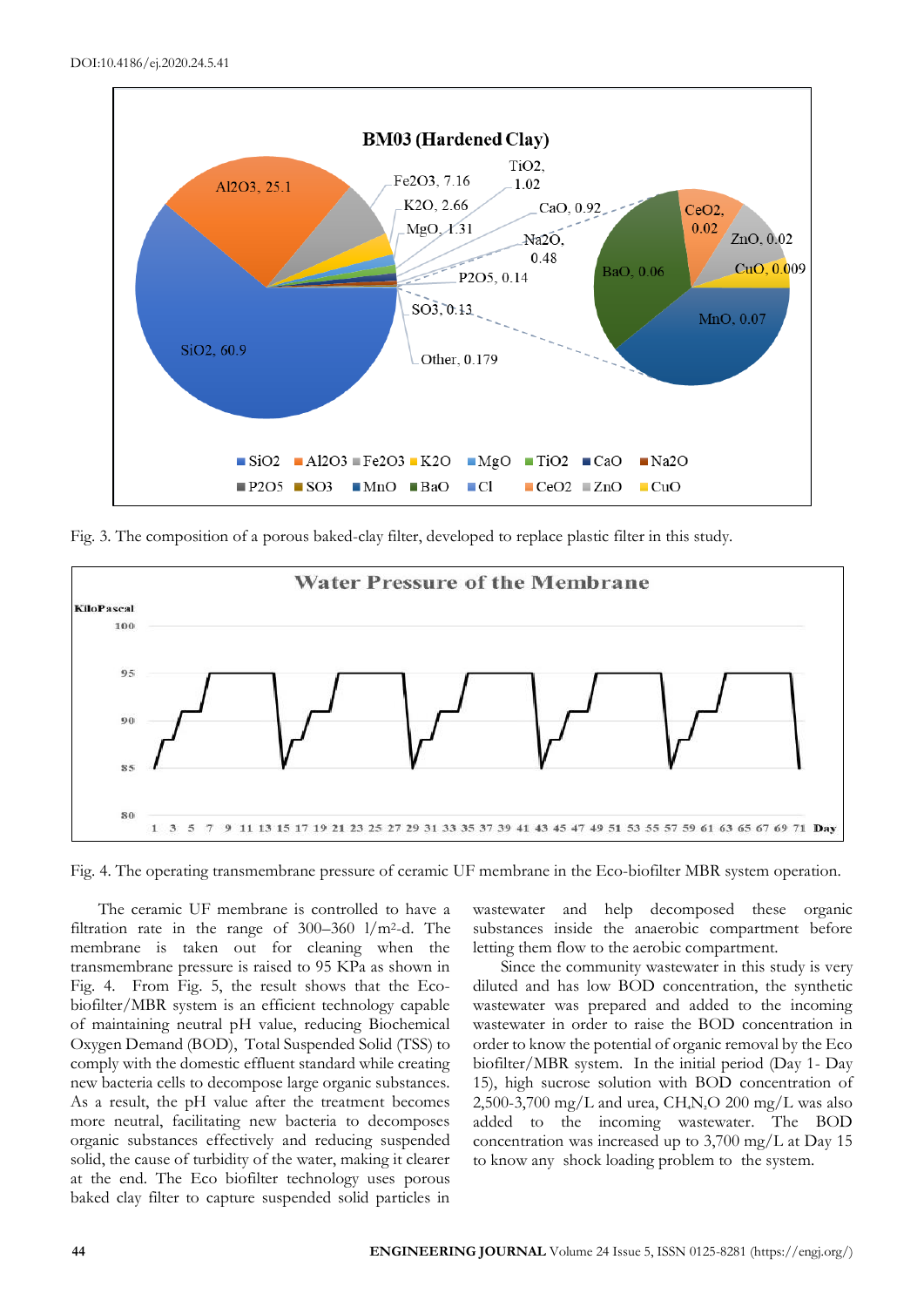Fig. 3. The composition of a porous baked-clay filter, developed to replace plastic filter in this study.

Fig. 4. The operating transmembrane pressure of ceramic UF membrane in the Eco-biofilter MBR system operation.

The ceramic UF membrane is controlled to have a filtration rate in the range of 300–360 l/m²-d. The membrane is taken out for cleaning when the transmembrane pressure is raised to 95 KPa as shown in Fig. 4. From Fig. 5, the result shows that the Eco-biofilter/MBR system is an efficient technology capable of maintaining neutral pH value, reducing Biochemical Oxygen Demand (BOD), Total Suspended Solid (TSS) to comply with the domestic effluent standard while creating new bacteria cells to decompose large organic substances. As a result, the pH value after the treatment becomes more neutral, facilitating new bacteria to decomposes organic substances effectively and reducing suspended solid, the cause of turbidity of the water, making it clearer at the end. The Eco biofilter technology uses porous baked clay filter to capture suspended solid particles in wastewater and help decomposed these organic substances inside the anaerobic compartment before letting them flow to the aerobic compartment.

Since the community wastewater in this study is very diluted and has low BOD concentration, the synthetic wastewater was prepared and added to the incoming wastewater in order to raise the BOD concentration in order to know the potential of organic removal by the Eco biofilter/MBR system. In the initial period (Day 1- Day 15), high sucrose solution with BOD concentration of 2,500-3,700 mg/L and urea, $CH_4N_2O$ 200 mg/L was also added to the incoming wastewater. The BOD concentration was increased up to 3,700 mg/L at Day 15 to know any shock loading problem to the system.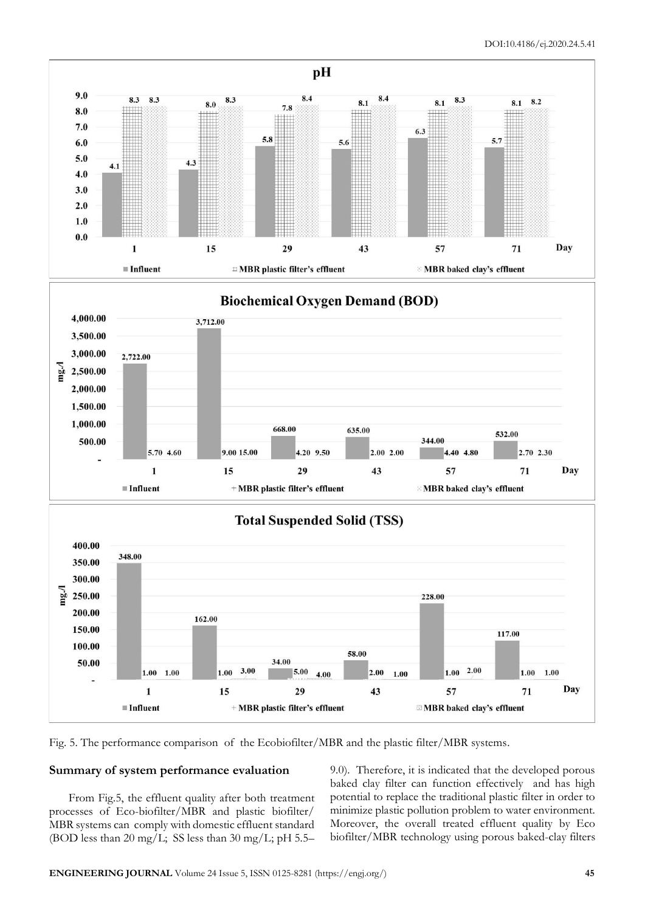**pH**

| Day | Influent | MBR plastic filter's effluent | MBR baked clay's effluent |
|---|---|---|---|
| 1 | 4.1 | 8.3 | 8.3 |
| 15 | 4.3 | 8.0 | 8.3 |
| 29 | 5.8 | 7.8 | 8.4 |
| 43 | 5.6 | 8.1 | 8.4 |
| 57 | 6.3 | 8.1 | 8.3 |
| 71 | 5.7 | 8.1 | 8.2 |

**Biochemical Oxygen Demand (BOD)** (mg./l)

| Day | Influent | MBR plastic filter's effluent | MBR baked clay's effluent |
|---|---|---|---|
| 1 | 2,722.00 | 5.70 | 4.60 |
| 15 | 3,712.00 | 9.00 | 15.00 |
| 29 | 668.00 | 4.20 | 9.50 |
| 43 | 635.00 | 2.00 | 2.00 |
| 57 | 344.00 | 4.40 | 4.80 |
| 71 | 532.00 | 2.70 | 2.30 |

**Total Suspended Solid (TSS)** (mg./l)

| Day | Influent | MBR plastic filter's effluent | MBR baked clay's effluent |
|---|---|---|---|
| 1 | 348.00 | 1.00 | 1.00 |
| 15 | 162.00 | 1.00 | 3.00 |
| 29 | 34.00 | 5.00 | 4.00 |
| 43 | 58.00 | 2.00 | 1.00 |
| 57 | 228.00 | 1.00 | 2.00 |
| 71 | 117.00 | 1.00 | 1.00 |

Fig. 5. The performance comparison of the Ecobiofilter/MBR and the plastic filter/MBR systems.

## Summary of system performance evaluation

From Fig.5, the effluent quality after both treatment processes of Eco-biofilter/MBR and plastic biofilter/MBR systems can comply with domestic effluent standard (BOD less than 20 mg/L; SS less than 30 mg/L; pH 5.5–9.0). Therefore, it is indicated that the developed porous baked clay filter can function effectively and has high potential to replace the traditional plastic filter in order to minimize plastic pollution problem to water environment. Moreover, the overall treated effluent quality by Eco biofilter/MBR technology using porous baked-clay filters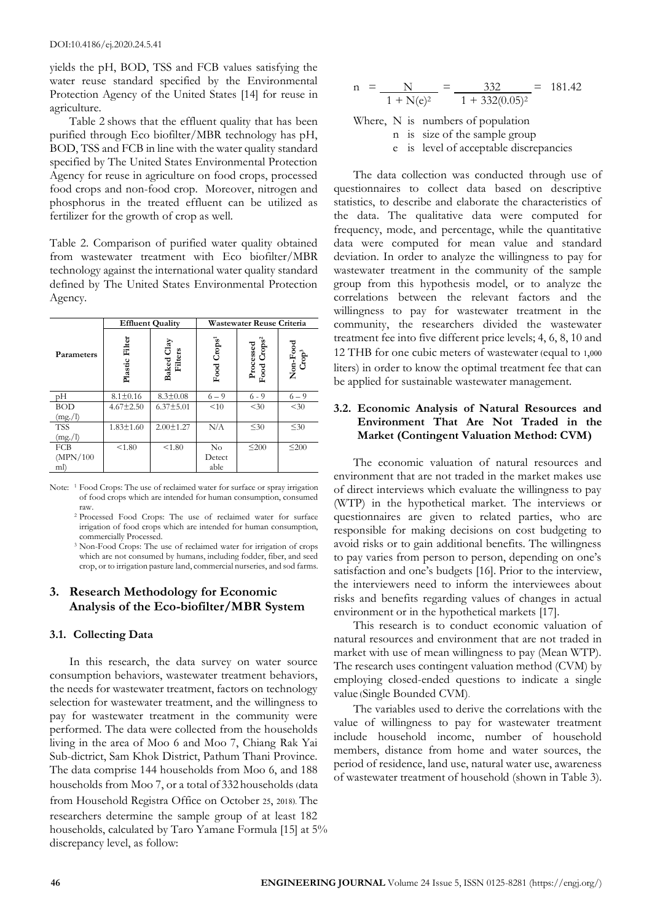yields the pH, BOD, TSS and FCB values satisfying the water reuse standard specified by the Environmental Protection Agency of the United States [14] for reuse in agriculture.

Table 2 shows that the effluent quality that has been purified through Eco biofilter/MBR technology has pH, BOD, TSS and FCB in line with the water quality standard specified by The United States Environmental Protection Agency for reuse in agriculture on food crops, processed food crops and non-food crop. Moreover, nitrogen and phosphorus in the treated effluent can be utilized as fertilizer for the growth of crop as well.

Table 2. Comparison of purified water quality obtained from wastewater treatment with Eco biofilter/MBR technology against the international water quality standard defined by The United States Environmental Protection Agency.

| Parameters | Effluent Quality | | Wastewater Reuse Criteria | | |
|---|---|---|---|---|---|
| | Plastic Filter | Baked Clay Filters | Food Crops[1] | Processed Food Crops[2] | Non-Food Crop[3] |
| pH | 8.1±0.16 | 8.3±0.08 | 6 – 9 | 6 - 9 | 6 – 9 |
| BOD (mg./l) | 4.67±2.50 | 6.37±5.01 | <10 | <30 | <30 |
| TSS (mg./l) | 1.83±1.60 | 2.00±1.27 | N/A | ≤30 | ≤30 |
| FCB (MPN/100 ml) | <1.80 | <1.80 | No Detectable | ≤200 | ≤200 |

Note: [1] Food Crops: The use of reclaimed water for surface or spray irrigation of food crops which are intended for human consumption, consumed raw.

[2] Processed Food Crops: The use of reclaimed water for surface irrigation of food crops which are intended for human consumption, commercially Processed.

[3] Non-Food Crops: The use of reclaimed water for irrigation of crops which are not consumed by humans, including fodder, fiber, and seed crop, or to irrigation pasture land, commercial nurseries, and sod farms.

## 3. Research Methodology for Economic Analysis of the Eco-biofilter/MBR System

### 3.1. Collecting Data

In this research, the data survey on water source consumption behaviors, wastewater treatment behaviors, the needs for wastewater treatment, factors on technology selection for wastewater treatment, and the willingness to pay for wastewater treatment in the community were performed. The data were collected from the households living in the area of Moo 6 and Moo 7, Chiang Rak Yai Sub-dictrict, Sam Khok District, Pathum Thani Province. The data comprise 144 households from Moo 6, and 188 households from Moo 7, or a total of 332 households (data from Household Registra Office on October 25, 2018). The researchers determine the sample group of at least 182 households, calculated by Taro Yamane Formula [15] at 5% discrepancy level, as follow:

$$n = \frac{N}{1 + N(e)^2} = \frac{332}{1 + 332(0.05)^2} = 181.42$$

Where, N is numbers of population
n is size of the sample group
e is level of acceptable discrepancies

The data collection was conducted through use of questionnaires to collect data based on descriptive statistics, to describe and elaborate the characteristics of the data. The qualitative data were computed for frequency, mode, and percentage, while the quantitative data were computed for mean value and standard deviation. In order to analyze the willingness to pay for wastewater treatment in the community of the sample group from this hypothesis model, or to analyze the correlations between the relevant factors and the willingness to pay for wastewater treatment in the community, the researchers divided the wastewater treatment fee into five different price levels; 4, 6, 8, 10 and 12 THB for one cubic meters of wastewater (equal to 1,000 liters) in order to know the optimal treatment fee that can be applied for sustainable wastewater management.

### 3.2. Economic Analysis of Natural Resources and Environment That Are Not Traded in the Market (Contingent Valuation Method: CVM)

The economic valuation of natural resources and environment that are not traded in the market makes use of direct interviews which evaluate the willingness to pay (WTP) in the hypothetical market. The interviews or questionnaires are given to related parties, who are responsible for making decisions on cost budgeting to avoid risks or to gain additional benefits. The willingness to pay varies from person to person, depending on one's satisfaction and one's budgets [16]. Prior to the interview, the interviewers need to inform the interviewees about risks and benefits regarding values of changes in actual environment or in the hypothetical markets [17].

This research is to conduct economic valuation of natural resources and environment that are not traded in market with use of mean willingness to pay (Mean WTP). The research uses contingent valuation method (CVM) by employing closed-ended questions to indicate a single value (Single Bounded CVM).

The variables used to derive the correlations with the value of willingness to pay for wastewater treatment include household income, number of household members, distance from home and water sources, the period of residence, land use, natural water use, awareness of wastewater treatment of household (shown in Table 3).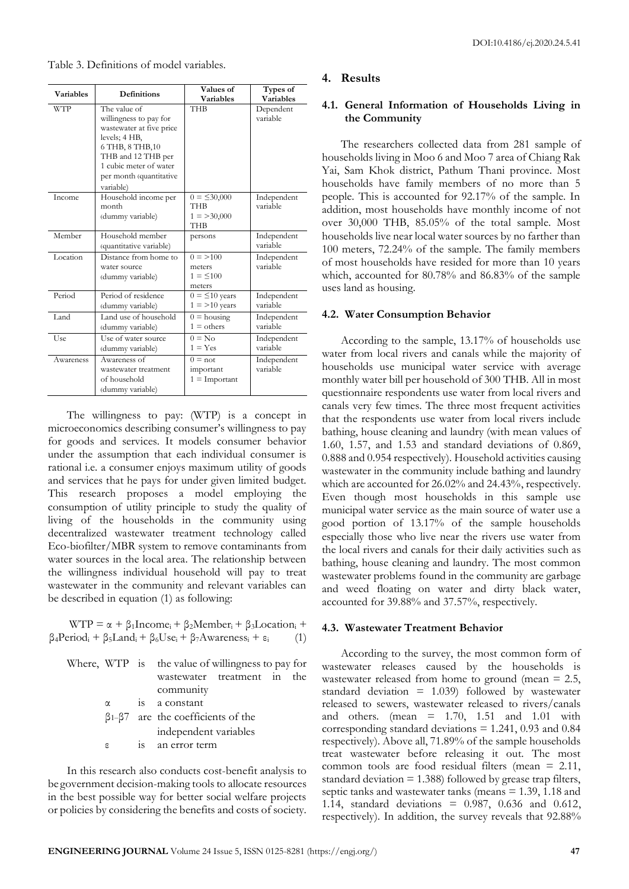Table 3. Definitions of model variables.

| Variables | Definitions | Values of Variables | Types of Variables |
|---|---|---|---|
| WTP | The value of willingness to pay for wastewater at five price levels; 4 HB, 6 THB, 8 THB,10 THB and 12 THB per 1 cubic meter of water per month (quantitative variable) | THB | Dependent variable |
| Income | Household income per month (dummy variable) | 0 = ≤30,000 THB 1 = >30,000 THB | Independent variable |
| Member | Household member (quantitative variable) | persons | Independent variable |
| Location | Distance from home to water source (dummy variable) | 0 = >100 meters 1 = ≤100 meters | Independent variable |
| Period | Period of residence (dummy variable) | 0 = ≤10 years 1 = >10 years | Independent variable |
| Land | Land use of household (dummy variable) | 0 = housing 1 = others | Independent variable |
| Use | Use of water source (dummy variable) | 0 = No 1 = Yes | Independent variable |
| Awareness | Awareness of wastewater treatment of household (dummy variable) | 0 = not important 1 = Important | Independent variable |

The willingness to pay: (WTP) is a concept in microeconomics describing consumer's willingness to pay for goods and services. It models consumer behavior under the assumption that each individual consumer is rational i.e. a consumer enjoys maximum utility of goods and services that he pays for under given limited budget. This research proposes a model employing the consumption of utility principle to study the quality of living of the households in the community using decentralized wastewater treatment technology called Eco-biofilter/MBR system to remove contaminants from water sources in the local area. The relationship between the willingness individual household will pay to treat wastewater in the community and relevant variables can be described in equation (1) as following:

$$WTP = \alpha + \beta_1 Income_i + \beta_2 Member_i + \beta_3 Location_i + \beta_4 Period_i + \beta_5 Land_i + \beta_6 Use_i + \beta_7 Awareness_i + \varepsilon_i \quad (1)$$

Where, WTP is the value of willingness to pay for wastewater treatment in the community

$\alpha$ is a constant

$\beta_1$–$\beta_7$ are the coefficients of the independent variables

$\varepsilon$ is an error term

In this research also conducts cost-benefit analysis to be government decision-making tools to allocate resources in the best possible way for better social welfare projects or policies by considering the benefits and costs of society.

## 4. Results

### 4.1. General Information of Households Living in the Community

The researchers collected data from 281 sample of households living in Moo 6 and Moo 7 area of Chiang Rak Yai, Sam Khok district, Pathum Thani province. Most households have family members of no more than 5 people. This is accounted for 92.17% of the sample. In addition, most households have monthly income of not over 30,000 THB, 85.05% of the total sample. Most households live near local water sources by no farther than 100 meters, 72.24% of the sample. The family members of most households have resided for more than 10 years which, accounted for 80.78% and 86.83% of the sample uses land as housing.

### 4.2. Water Consumption Behavior

According to the sample, 13.17% of households use water from local rivers and canals while the majority of households use municipal water service with average monthly water bill per household of 300 THB. All in most questionnaire respondents use water from local rivers and canals very few times. The three most frequent activities that the respondents use water from local rivers include bathing, house cleaning and laundry (with mean values of 1.60, 1.57, and 1.53 and standard deviations of 0.869, 0.888 and 0.954 respectively). Household activities causing wastewater in the community include bathing and laundry which are accounted for 26.02% and 24.43%, respectively. Even though most households in this sample use municipal water service as the main source of water use a good portion of 13.17% of the sample households especially those who live near the rivers use water from the local rivers and canals for their daily activities such as bathing, house cleaning and laundry. The most common wastewater problems found in the community are garbage and weed floating on water and dirty black water, accounted for 39.88% and 37.57%, respectively.

### 4.3. Wastewater Treatment Behavior

According to the survey, the most common form of wastewater releases caused by the households is wastewater released from home to ground (mean = 2.5, standard deviation = 1.039) followed by wastewater released to sewers, wastewater released to rivers/canals and others. (mean = 1.70, 1.51 and 1.01 with corresponding standard deviations = 1.241, 0.93 and 0.84 respectively). Above all, 71.89% of the sample households treat wastewater before releasing it out. The most common tools are food residual filters (mean = 2.11, standard deviation = 1.388) followed by grease trap filters, septic tanks and wastewater tanks (means = 1.39, 1.18 and 1.14, standard deviations = 0.987, 0.636 and 0.612, respectively). In addition, the survey reveals that 92.88%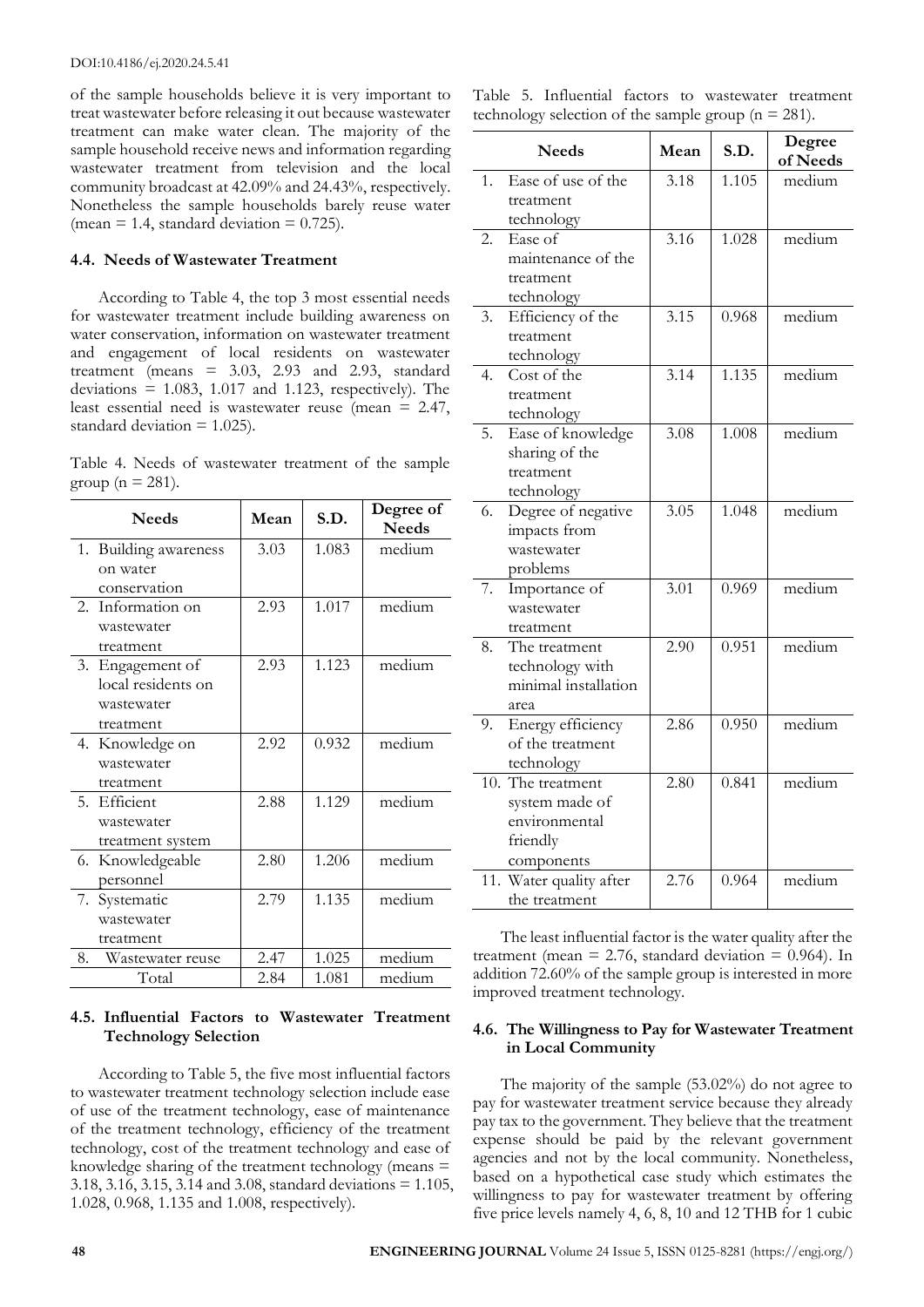of the sample households believe it is very important to treat wastewater before releasing it out because wastewater treatment can make water clean. The majority of the sample household receive news and information regarding wastewater treatment from television and the local community broadcast at 42.09% and 24.43%, respectively. Nonetheless the sample households barely reuse water (mean = 1.4, standard deviation = 0.725).

### 4.4. Needs of Wastewater Treatment

According to Table 4, the top 3 most essential needs for wastewater treatment include building awareness on water conservation, information on wastewater treatment and engagement of local residents on wastewater treatment (means = 3.03, 2.93 and 2.93, standard deviations = 1.083, 1.017 and 1.123, respectively). The least essential need is wastewater reuse (mean = 2.47, standard deviation = 1.025).

Table 4. Needs of wastewater treatment of the sample group (n = 281).

| Needs | Mean | S.D. | Degree of Needs |
|---|---|---|---|
| 1. Building awareness on water conservation | 3.03 | 1.083 | medium |
| 2. Information on wastewater treatment | 2.93 | 1.017 | medium |
| 3. Engagement of local residents on wastewater treatment | 2.93 | 1.123 | medium |
| 4. Knowledge on wastewater treatment | 2.92 | 0.932 | medium |
| 5. Efficient wastewater treatment system | 2.88 | 1.129 | medium |
| 6. Knowledgeable personnel | 2.80 | 1.206 | medium |
| 7. Systematic wastewater treatment | 2.79 | 1.135 | medium |
| 8. Wastewater reuse | 2.47 | 1.025 | medium |
| Total | 2.84 | 1.081 | medium |

### 4.5. Influential Factors to Wastewater Treatment Technology Selection

According to Table 5, the five most influential factors to wastewater treatment technology selection include ease of use of the treatment technology, ease of maintenance of the treatment technology, efficiency of the treatment technology, cost of the treatment technology and ease of knowledge sharing of the treatment technology (means = 3.18, 3.16, 3.15, 3.14 and 3.08, standard deviations = 1.105, 1.028, 0.968, 1.135 and 1.008, respectively).

Table 5. Influential factors to wastewater treatment technology selection of the sample group (n = 281).

| Needs | Mean | S.D. | Degree of Needs |
|---|---|---|---|
| 1. Ease of use of the treatment technology | 3.18 | 1.105 | medium |
| 2. Ease of maintenance of the treatment technology | 3.16 | 1.028 | medium |
| 3. Efficiency of the treatment technology | 3.15 | 0.968 | medium |
| 4. Cost of the treatment technology | 3.14 | 1.135 | medium |
| 5. Ease of knowledge sharing of the treatment technology | 3.08 | 1.008 | medium |
| 6. Degree of negative impacts from wastewater problems | 3.05 | 1.048 | medium |
| 7. Importance of wastewater treatment | 3.01 | 0.969 | medium |
| 8. The treatment technology with minimal installation area | 2.90 | 0.951 | medium |
| 9. Energy efficiency of the treatment technology | 2.86 | 0.950 | medium |
| 10. The treatment system made of environmental friendly components | 2.80 | 0.841 | medium |
| 11. Water quality after the treatment | 2.76 | 0.964 | medium |

The least influential factor is the water quality after the treatment (mean = 2.76, standard deviation = 0.964). In addition 72.60% of the sample group is interested in more improved treatment technology.

### 4.6. The Willingness to Pay for Wastewater Treatment in Local Community

The majority of the sample (53.02%) do not agree to pay for wastewater treatment service because they already pay tax to the government. They believe that the treatment expense should be paid by the relevant government agencies and not by the local community. Nonetheless, based on a hypothetical case study which estimates the willingness to pay for wastewater treatment by offering five price levels namely 4, 6, 8, 10 and 12 THB for 1 cubic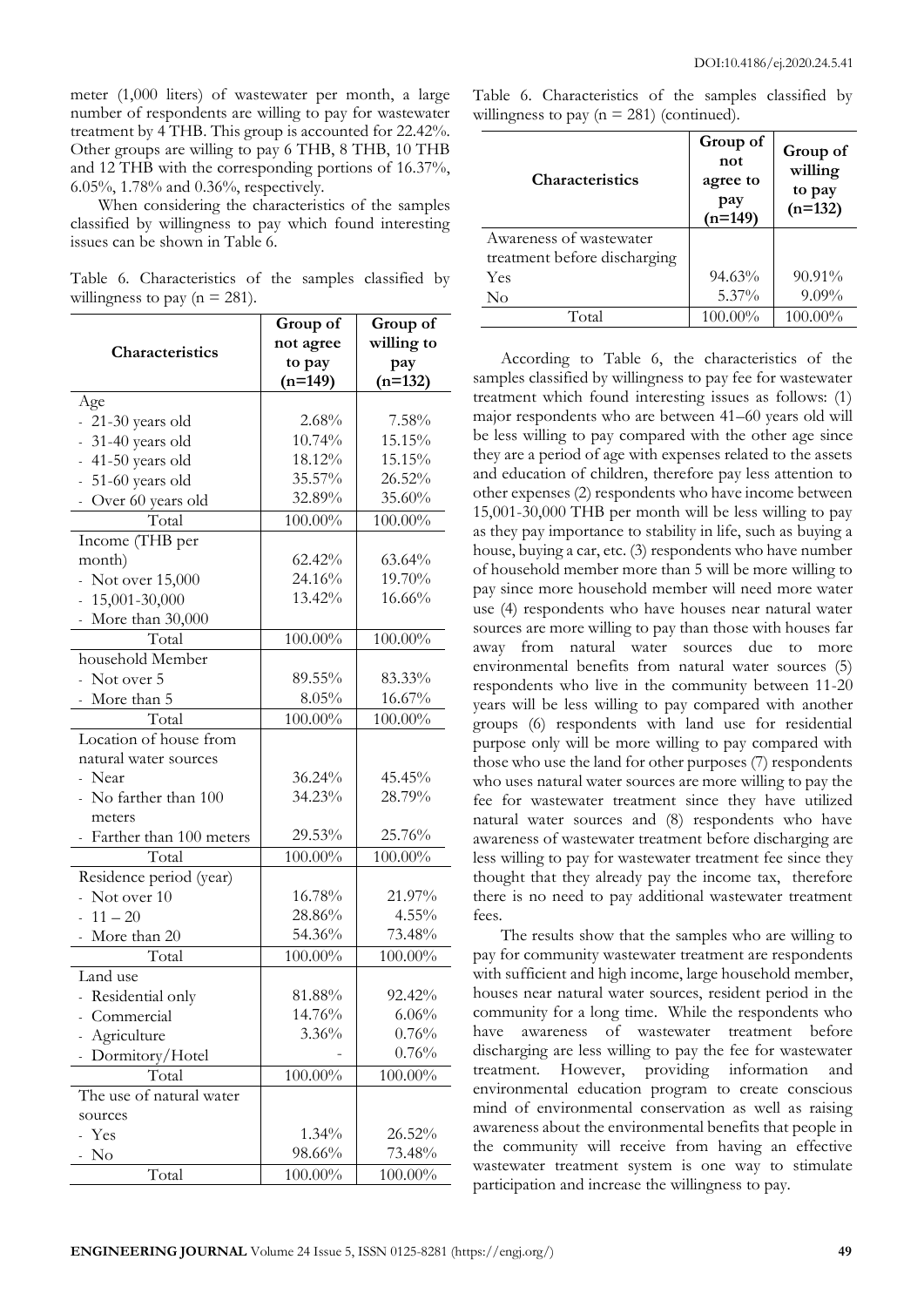meter (1,000 liters) of wastewater per month, a large number of respondents are willing to pay for wastewater treatment by 4 THB. This group is accounted for 22.42%. Other groups are willing to pay 6 THB, 8 THB, 10 THB and 12 THB with the corresponding portions of 16.37%, 6.05%, 1.78% and 0.36%, respectively.

When considering the characteristics of the samples classified by willingness to pay which found interesting issues can be shown in Table 6.

Table 6. Characteristics of the samples classified by willingness to pay (n = 281).

| Characteristics | Group of not agree to pay (n=149) | Group of willing to pay (n=132) |
|---|---|---|
| Age | | |
| - 21-30 years old | 2.68% | 7.58% |
| - 31-40 years old | 10.74% | 15.15% |
| - 41-50 years old | 18.12% | 15.15% |
| - 51-60 years old | 35.57% | 26.52% |
| - Over 60 years old | 32.89% | 35.60% |
| Total | 100.00% | 100.00% |
| Income (THB per month) | | |
| - Not over 15,000 | 62.42% | 63.64% |
| - 15,001-30,000 | 24.16% | 19.70% |
| - More than 30,000 | 13.42% | 16.66% |
| Total | 100.00% | 100.00% |
| household Member | | |
| - Not over 5 | 89.55% | 83.33% |
| - More than 5 | 8.05% | 16.67% |
| Total | 100.00% | 100.00% |
| Location of house from natural water sources | | |
| - Near | 36.24% | 45.45% |
| - No farther than 100 meters | 34.23% | 28.79% |
| - Farther than 100 meters | 29.53% | 25.76% |
| Total | 100.00% | 100.00% |
| Residence period (year) | | |
| - Not over 10 | 16.78% | 21.97% |
| - 11 – 20 | 28.86% | 4.55% |
| - More than 20 | 54.36% | 73.48% |
| Total | 100.00% | 100.00% |
| Land use | | |
| - Residential only | 81.88% | 92.42% |
| - Commercial | 14.76% | 6.06% |
| - Agriculture | 3.36% | 0.76% |
| - Dormitory/Hotel | - | 0.76% |
| Total | 100.00% | 100.00% |
| The use of natural water sources | | |
| - Yes | 1.34% | 26.52% |
| - No | 98.66% | 73.48% |
| Total | 100.00% | 100.00% |
| Awareness of wastewater treatment before discharging | | |
| Yes | 94.63% | 90.91% |
| No | 5.37% | 9.09% |
| Total | 100.00% | 100.00% |

According to Table 6, the characteristics of the samples classified by willingness to pay fee for wastewater treatment which found interesting issues as follows: (1) major respondents who are between 41–60 years old will be less willing to pay compared with the other age since they are a period of age with expenses related to the assets and education of children, therefore pay less attention to other expenses (2) respondents who have income between 15,001-30,000 THB per month will be less willing to pay as they pay importance to stability in life, such as buying a house, buying a car, etc. (3) respondents who have number of household member more than 5 will be more willing to pay since more household member will need more water use (4) respondents who have houses near natural water sources are more willing to pay than those with houses far away from natural water sources due to more environmental benefits from natural water sources (5) respondents who live in the community between 11-20 years will be less willing to pay compared with another groups (6) respondents with land use for residential purpose only will be more willing to pay compared with those who use the land for other purposes (7) respondents who uses natural water sources are more willing to pay the fee for wastewater treatment since they have utilized natural water sources and (8) respondents who have awareness of wastewater treatment before discharging are less willing to pay for wastewater treatment fee since they thought that they already pay the income tax, therefore there is no need to pay additional wastewater treatment fees.

The results show that the samples who are willing to pay for community wastewater treatment are respondents with sufficient and high income, large household member, houses near natural water sources, resident period in the community for a long time. While the respondents who have awareness of wastewater treatment before discharging are less willing to pay the fee for wastewater treatment. However, providing information and environmental education program to create conscious mind of environmental conservation as well as raising awareness about the environmental benefits that people in the community will receive from having an effective wastewater treatment system is one way to stimulate participation and increase the willingness to pay.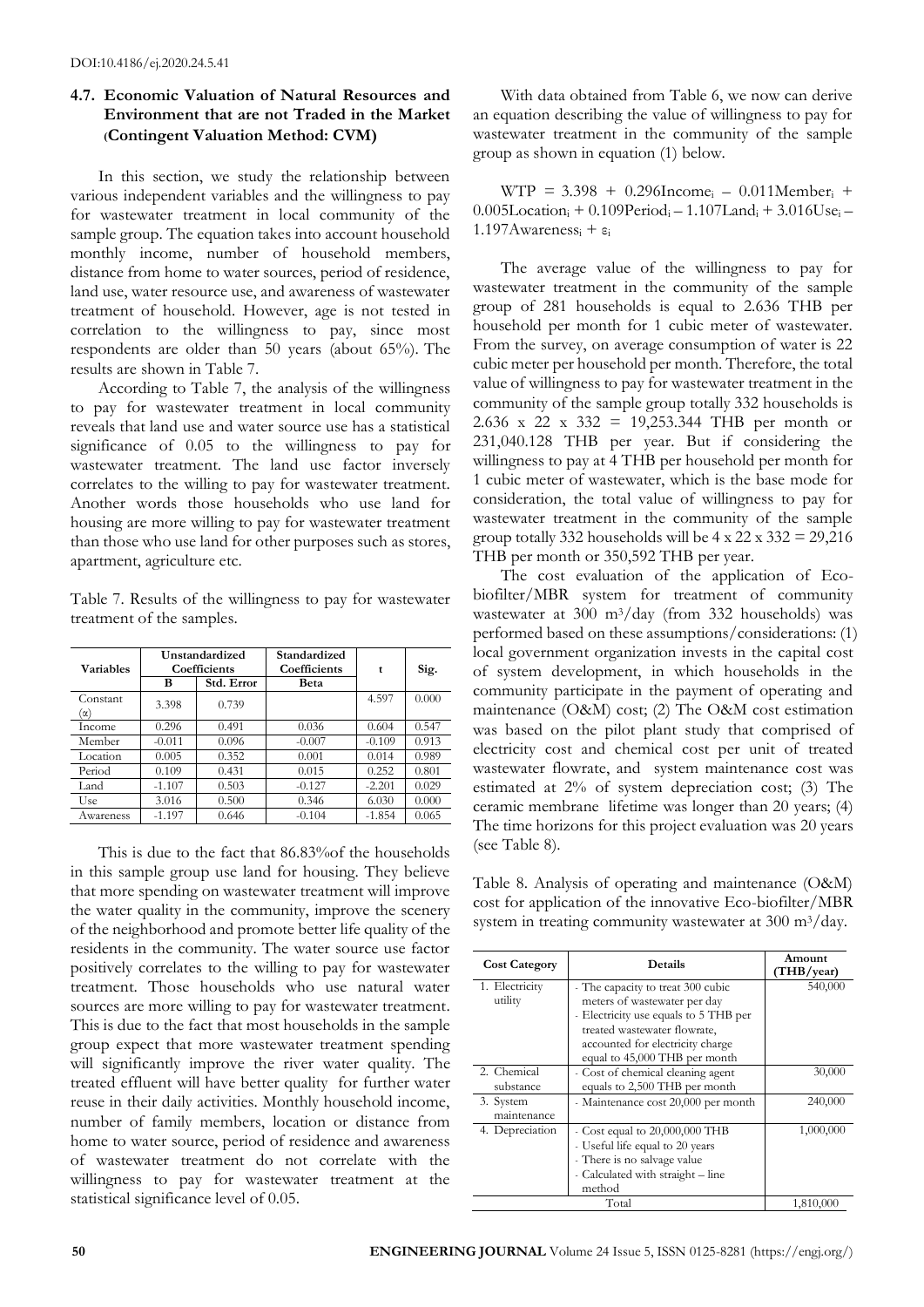### 4.7. Economic Valuation of Natural Resources and Environment that are not Traded in the Market (Contingent Valuation Method: CVM)

In this section, we study the relationship between various independent variables and the willingness to pay for wastewater treatment in local community of the sample group. The equation takes into account household monthly income, number of household members, distance from home to water sources, period of residence, land use, water resource use, and awareness of wastewater treatment of household. However, age is not tested in correlation to the willingness to pay, since most respondents are older than 50 years (about 65%). The results are shown in Table 7.

According to Table 7, the analysis of the willingness to pay for wastewater treatment in local community reveals that land use and water source use has a statistical significance of 0.05 to the willingness to pay for wastewater treatment. The land use factor inversely correlates to the willing to pay for wastewater treatment. Another words those households who use land for housing are more willing to pay for wastewater treatment than those who use land for other purposes such as stores, apartment, agriculture etc.

Table 7. Results of the willingness to pay for wastewater treatment of the samples.

| Variables | Unstandardized Coefficients | | Standardized Coefficients | t | Sig. |
|---|---|---|---|---|---|
| | B | Std. Error | Beta | | |
| Constant ($\alpha$) | 3.398 | 0.739 | | 4.597 | 0.000 |
| Income | 0.296 | 0.491 | 0.036 | 0.604 | 0.547 |
| Member | -0.011 | 0.096 | -0.007 | -0.109 | 0.913 |
| Location | 0.005 | 0.352 | 0.001 | 0.014 | 0.989 |
| Period | 0.109 | 0.431 | 0.015 | 0.252 | 0.801 |
| Land | -1.107 | 0.503 | -0.127 | -2.201 | 0.029 |
| Use | 3.016 | 0.500 | 0.346 | 6.030 | 0.000 |
| Awareness | -1.197 | 0.646 | -0.104 | -1.854 | 0.065 |

This is due to the fact that 86.83%of the households in this sample group use land for housing. They believe that more spending on wastewater treatment will improve the water quality in the community, improve the scenery of the neighborhood and promote better life quality of the residents in the community. The water source use factor positively correlates to the willing to pay for wastewater treatment. Those households who use natural water sources are more willing to pay for wastewater treatment. This is due to the fact that most households in the sample group expect that more wastewater treatment spending will significantly improve the river water quality. The treated effluent will have better quality for further water reuse in their daily activities. Monthly household income, number of family members, location or distance from home to water source, period of residence and awareness of wastewater treatment do not correlate with the willingness to pay for wastewater treatment at the statistical significance level of 0.05.

With data obtained from Table 6, we now can derive an equation describing the value of willingness to pay for wastewater treatment in the community of the sample group as shown in equation (1) below.

$$WTP = 3.398 + 0.296Income_i - 0.011Member_i + 0.005Location_i + 0.109Period_i - 1.107Land_i + 3.016Use_i - 1.197Awareness_i + \varepsilon_i$$

The average value of the willingness to pay for wastewater treatment in the community of the sample group of 281 households is equal to 2.636 THB per household per month for 1 cubic meter of wastewater. From the survey, on average consumption of water is 22 cubic meter per household per month. Therefore, the total value of willingness to pay for wastewater treatment in the community of the sample group totally 332 households is 2.636 x 22 x 332 = 19,253.344 THB per month or 231,040.128 THB per year. But if considering the willingness to pay at 4 THB per household per month for 1 cubic meter of wastewater, which is the base mode for consideration, the total value of willingness to pay for wastewater treatment in the community of the sample group totally 332 households will be 4 x 22 x 332 = 29,216 THB per month or 350,592 THB per year.

The cost evaluation of the application of Eco-biofilter/MBR system for treatment of community wastewater at 300 $m^3$/day (from 332 households) was performed based on these assumptions/considerations: (1) local government organization invests in the capital cost of system development, in which households in the community participate in the payment of operating and maintenance (O&M) cost; (2) The O&M cost estimation was based on the pilot plant study that comprised of electricity cost and chemical cost per unit of treated wastewater flowrate, and system maintenance cost was estimated at 2% of system depreciation cost; (3) The ceramic membrane lifetime was longer than 20 years; (4) The time horizons for this project evaluation was 20 years (see Table 8).

Table 8. Analysis of operating and maintenance (O&M) cost for application of the innovative Eco-biofilter/MBR system in treating community wastewater at 300 $m^3$/day.

| Cost Category | Details | Amount (THB/year) |
|---|---|---|
| 1. Electricity utility | - The capacity to treat 300 cubic meters of wastewater per day<br>- Electricity use equals to 5 THB per treated wastewater flowrate, accounted for electricity charge equal to 45,000 THB per month | 540,000 |
| 2. Chemical substance | - Cost of chemical cleaning agent equals to 2,500 THB per month | 30,000 |
| 3. System maintenance | - Maintenance cost 20,000 per month | 240,000 |
| 4. Depreciation | - Cost equal to 20,000,000 THB<br>- Useful life equal to 20 years<br>- There is no salvage value<br>- Calculated with straight – line method | 1,000,000 |
| Total | | 1,810,000 |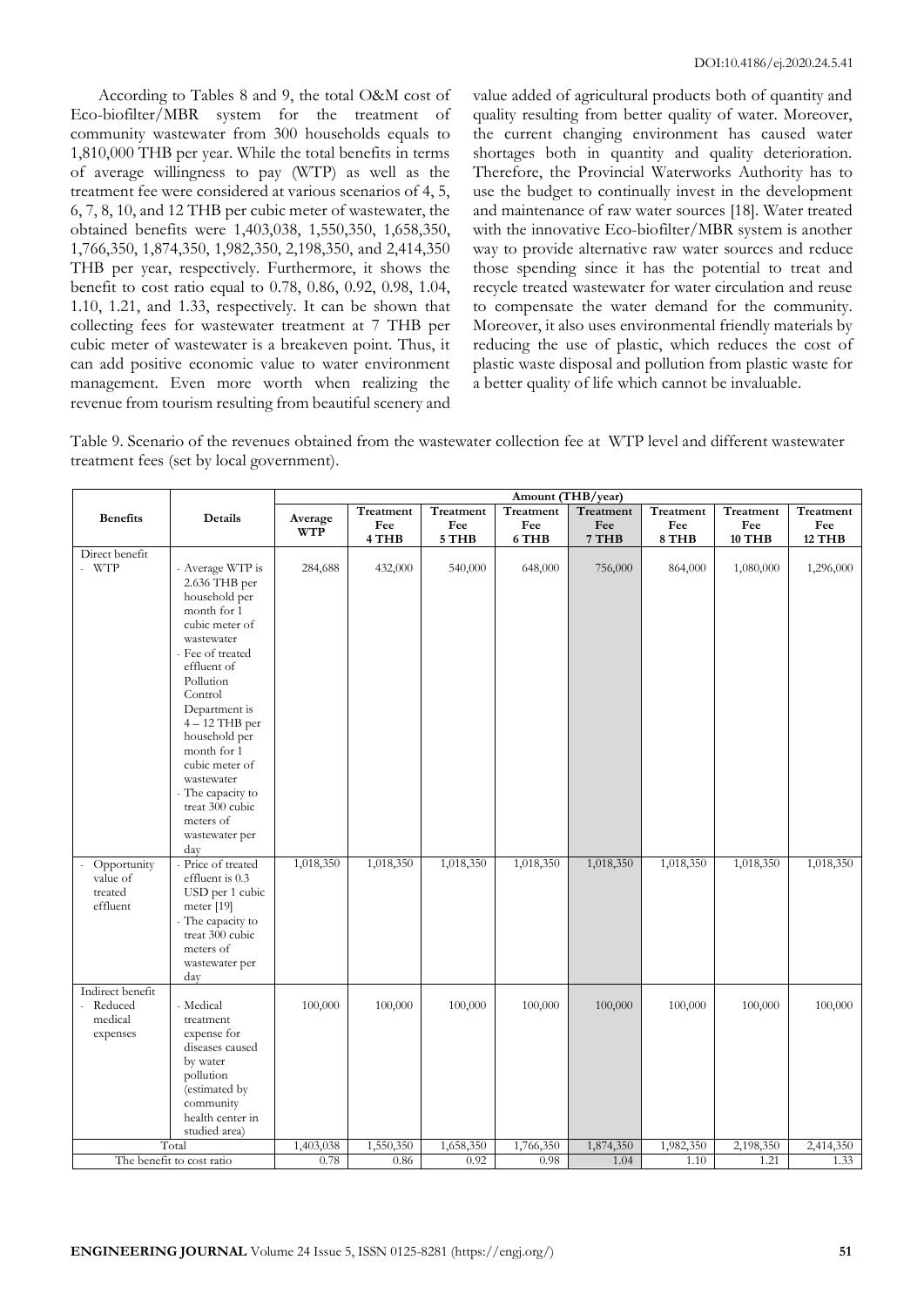According to Tables 8 and 9, the total O&M cost of Eco-biofilter/MBR system for the treatment of community wastewater from 300 households equals to 1,810,000 THB per year. While the total benefits in terms of average willingness to pay (WTP) as well as the treatment fee were considered at various scenarios of 4, 5, 6, 7, 8, 10, and 12 THB per cubic meter of wastewater, the obtained benefits were 1,403,038, 1,550,350, 1,658,350, 1,766,350, 1,874,350, 1,982,350, 2,198,350, and 2,414,350 THB per year, respectively. Furthermore, it shows the benefit to cost ratio equal to 0.78, 0.86, 0.92, 0.98, 1.04, 1.10, 1.21, and 1.33, respectively. It can be shown that collecting fees for wastewater treatment at 7 THB per cubic meter of wastewater is a breakeven point. Thus, it can add positive economic value to water environment management. Even more worth when realizing the revenue from tourism resulting from beautiful scenery and value added of agricultural products both of quantity and quality resulting from better quality of water. Moreover, the current changing environment has caused water shortages both in quantity and quality deterioration. Therefore, the Provincial Waterworks Authority has to use the budget to continually invest in the development and maintenance of raw water sources [18]. Water treated with the innovative Eco-biofilter/MBR system is another way to provide alternative raw water sources and reduce those spending since it has the potential to treat and recycle treated wastewater for water circulation and reuse to compensate the water demand for the community. Moreover, it also uses environmental friendly materials by reducing the use of plastic, which reduces the cost of plastic waste disposal and pollution from plastic waste for a better quality of life which cannot be invaluable.

Table 9. Scenario of the revenues obtained from the wastewater collection fee at WTP level and different wastewater treatment fees (set by local government).

| Benefits | Details | Amount (THB/year) | | | | | | | |
|---|---|---|---|---|---|---|---|---|---|
| | | Average WTP | Treatment Fee 4 THB | Treatment Fee 5 THB | Treatment Fee 6 THB | Treatment Fee 7 THB | Treatment Fee 8 THB | Treatment Fee 10 THB | Treatment Fee 12 THB |
| Direct benefit<br>- WTP | - Average WTP is 2.636 THB per household per month for 1 cubic meter of wastewater<br>- Fee of treated effluent of Pollution Control Department is 4 – 12 THB per household per month for 1 cubic meter of wastewater<br>- The capacity to treat 300 cubic meters of wastewater per day | 284,688 | 432,000 | 540,000 | 648,000 | 756,000 | 864,000 | 1,080,000 | 1,296,000 |
| - Opportunity value of treated effluent | - Price of treated effluent is 0.3 USD per 1 cubic meter [19]<br>- The capacity to treat 300 cubic meters of wastewater per day | 1,018,350 | 1,018,350 | 1,018,350 | 1,018,350 | 1,018,350 | 1,018,350 | 1,018,350 | 1,018,350 |
| Indirect benefit<br>- Reduced medical expenses | - Medical treatment expense for diseases caused by water pollution (estimated by community health center in studied area) | 100,000 | 100,000 | 100,000 | 100,000 | 100,000 | 100,000 | 100,000 | 100,000 |
| Total | | 1,403,038 | 1,550,350 | 1,658,350 | 1,766,350 | 1,874,350 | 1,982,350 | 2,198,350 | 2,414,350 |
| The benefit to cost ratio | | 0.78 | 0.86 | 0.92 | 0.98 | 1.04 | 1.10 | 1.21 | 1.33 |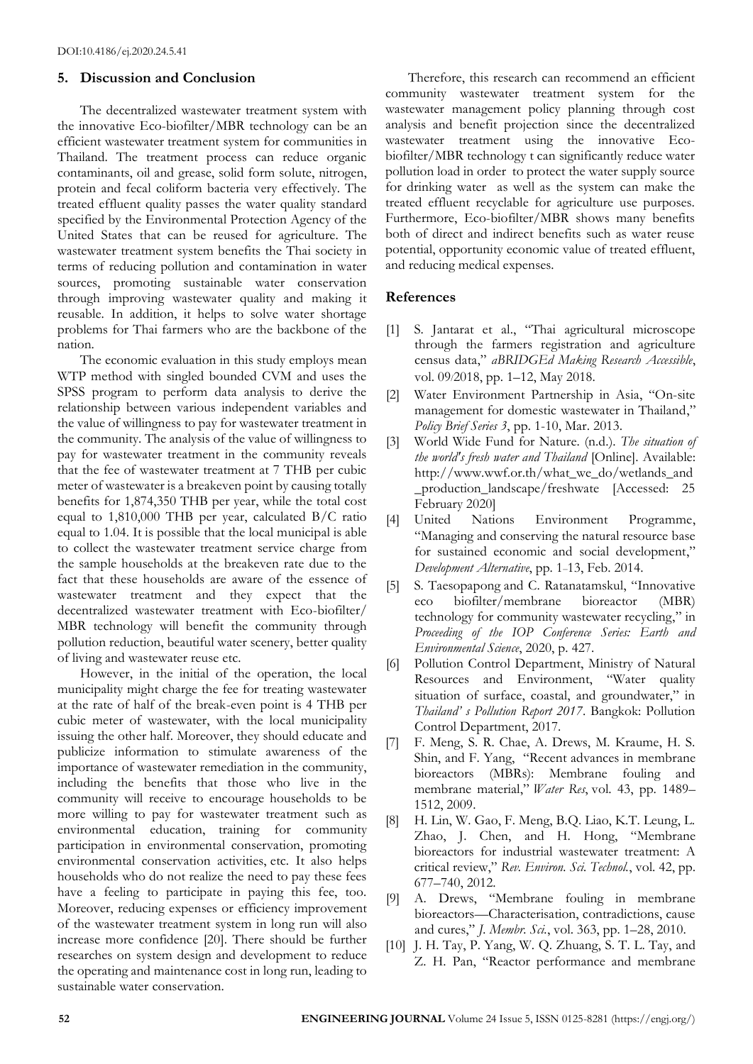## 5. Discussion and Conclusion

The decentralized wastewater treatment system with the innovative Eco-biofilter/MBR technology can be an efficient wastewater treatment system for communities in Thailand. The treatment process can reduce organic contaminants, oil and grease, solid form solute, nitrogen, protein and fecal coliform bacteria very effectively. The treated effluent quality passes the water quality standard specified by the Environmental Protection Agency of the United States that can be reused for agriculture. The wastewater treatment system benefits the Thai society in terms of reducing pollution and contamination in water sources, promoting sustainable water conservation through improving wastewater quality and making it reusable. In addition, it helps to solve water shortage problems for Thai farmers who are the backbone of the nation.

The economic evaluation in this study employs mean WTP method with singled bounded CVM and uses the SPSS program to perform data analysis to derive the relationship between various independent variables and the value of willingness to pay for wastewater treatment in the community. The analysis of the value of willingness to pay for wastewater treatment in the community reveals that the fee of wastewater treatment at 7 THB per cubic meter of wastewater is a breakeven point by causing totally benefits for 1,874,350 THB per year, while the total cost equal to 1,810,000 THB per year, calculated B/C ratio equal to 1.04. It is possible that the local municipal is able to collect the wastewater treatment service charge from the sample households at the breakeven rate due to the fact that these households are aware of the essence of wastewater treatment and they expect that the decentralized wastewater treatment with Eco-biofilter/ MBR technology will benefit the community through pollution reduction, beautiful water scenery, better quality of living and wastewater reuse etc.

However, in the initial of the operation, the local municipality might charge the fee for treating wastewater at the rate of half of the break-even point is 4 THB per cubic meter of wastewater, with the local municipality issuing the other half. Moreover, they should educate and publicize information to stimulate awareness of the importance of wastewater remediation in the community, including the benefits that those who live in the community will receive to encourage households to be more willing to pay for wastewater treatment such as environmental education, training for community participation in environmental conservation, promoting environmental conservation activities, etc. It also helps households who do not realize the need to pay these fees have a feeling to participate in paying this fee, too. Moreover, reducing expenses or efficiency improvement of the wastewater treatment system in long run will also increase more confidence [20]. There should be further researches on system design and development to reduce the operating and maintenance cost in long run, leading to sustainable water conservation.

Therefore, this research can recommend an efficient community wastewater treatment system for the wastewater management policy planning through cost analysis and benefit projection since the decentralized wastewater treatment using the innovative Eco-biofilter/MBR technology t can significantly reduce water pollution load in order to protect the water supply source for drinking water as well as the system can make the treated effluent recyclable for agriculture use purposes. Furthermore, Eco-biofilter/MBR shows many benefits both of direct and indirect benefits such as water reuse potential, opportunity economic value of treated effluent, and reducing medical expenses.

## References

[1] S. Jantarat et al., "Thai agricultural microscope through the farmers registration and agriculture census data," *aBRIDGEd Making Research Accessible*, vol. 09/2018, pp. 1–12, May 2018.

[2] Water Environment Partnership in Asia, "On-site management for domestic wastewater in Thailand," *Policy Brief Series 3*, pp. 1-10, Mar. 2013.

[3] World Wide Fund for Nature. (n.d.). *The situation of the world's fresh water and Thailand* [Online]. Available: http://www.wwf.or.th/what_we_do/wetlands_and_production_landscape/freshwate [Accessed: 25 February 2020]

[4] United Nations Environment Programme, "Managing and conserving the natural resource base for sustained economic and social development," *Development Alternative*, pp. 1–13, Feb. 2014.

[5] S. Taesopapong and C. Ratanatamskul, "Innovative eco biofilter/membrane bioreactor (MBR) technology for community wastewater recycling," in *Proceeding of the IOP Conference Series: Earth and Environmental Science*, 2020, p. 427.

[6] Pollution Control Department, Ministry of Natural Resources and Environment, "Water quality situation of surface, coastal, and groundwater," in *Thailand' s Pollution Report 2017*. Bangkok: Pollution Control Department, 2017.

[7] F. Meng, S. R. Chae, A. Drews, M. Kraume, H. S. Shin, and F. Yang, "Recent advances in membrane bioreactors (MBRs): Membrane fouling and membrane material," *Water Res*, vol. 43, pp. 1489–1512, 2009.

[8] H. Lin, W. Gao, F. Meng, B.Q. Liao, K.T. Leung, L. Zhao, J. Chen, and H. Hong, "Membrane bioreactors for industrial wastewater treatment: A critical review," *Rev. Environ. Sci. Technol.*, vol. 42, pp. 677–740, 2012.

[9] A. Drews, "Membrane fouling in membrane bioreactors—Characterisation, contradictions, cause and cures," *J. Membr. Sci.*, vol. 363, pp. 1–28, 2010.

[10] J. H. Tay, P. Yang, W. Q. Zhuang, S. T. L. Tay, and Z. H. Pan, "Reactor performance and membrane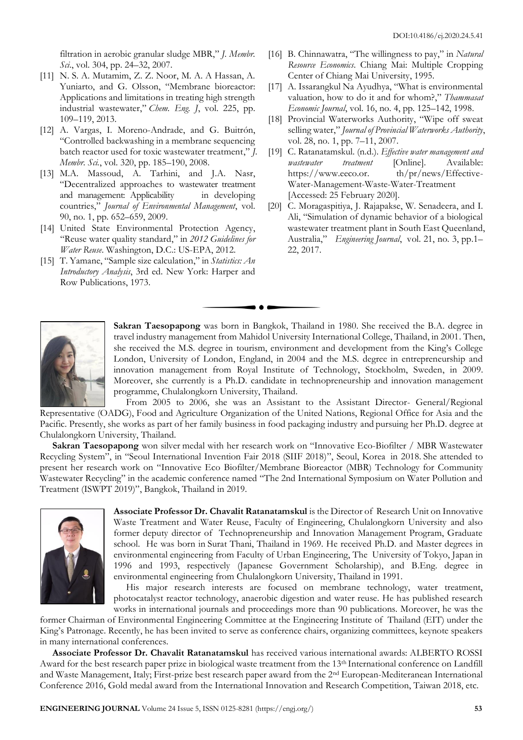filtration in aerobic granular sludge MBR," *J. Membr. Sci.*, vol. 304, pp. 24–32, 2007.

[11] N. S. A. Mutamim, Z. Z. Noor, M. A. A Hassan, A. Yuniarto, and G. Olsson, "Membrane bioreactor: Applications and limitations in treating high strength industrial wastewater," *Chem. Eng. J*, vol. 225, pp. 109–119, 2013.

[12] A. Vargas, I. Moreno-Andrade, and G. Buitrón, "Controlled backwashing in a membrane sequencing batch reactor used for toxic wastewater treatment," *J. Membr. Sci.*, vol. 320, pp. 185–190, 2008.

[13] M.A. Massoud, A. Tarhini, and J.A. Nasr, "Decentralized approaches to wastewater treatment and management: Applicability in developing countries," *Journal of Environmental Management*, vol. 90, no. 1, pp. 652–659, 2009.

[14] United State Environmental Protection Agency, "Reuse water quality standard," in *2012 Guidelines for Water Reuse*. Washington, D.C.: US-EPA, 2012.

[15] T. Yamane, "Sample size calculation," in *Statistics: An Introductory Analysis*, 3rd ed. New York: Harper and Row Publications, 1973.

[16] B. Chinnawatra, "The willingness to pay," in *Natural Resource Economics*. Chiang Mai: Multiple Cropping Center of Chiang Mai University, 1995.

[17] A. Issarangkul Na Ayudhya, "What is environmental valuation, how to do it and for whom?," *Thammasat Economic Journal*, vol. 16, no. 4, pp. 125–142, 1998.

[18] Provincial Waterworks Authority, "Wipe off sweat selling water," *Journal of Provincial Waterworks Authority*, vol. 28, no. 1, pp. 7–11, 2007.

[19] C. Ratanatamskul. (n.d.). *Effective water management and wastewater treatment* [Online]. Available: https://www.eeco.or.th/pr/news/Effective-Water-Management-Waste-Water-Treatment [Accessed: 25 February 2020].

[20] C. Moragaspitiya, J. Rajapakse, W. Senadeera, and I. Ali, "Simulation of dynamic behavior of a biological wastewater treatment plant in South East Queensland, Australia," *Engineering Journal*, vol. 21, no. 3, pp.1–22, 2017.

---

**Sakran Taesopapong** was born in Bangkok, Thailand in 1980. She received the B.A. degree in travel industry management from Mahidol University International College, Thailand, in 2001. Then, she received the M.S. degree in tourism, environment and development from the King's College London, University of London, England, in 2004 and the M.S. degree in entrepreneurship and innovation management from Royal Institute of Technology, Stockholm, Sweden, in 2009. Moreover, she currently is a Ph.D. candidate in technopreneurship and innovation management programme, Chulalongkorn University, Thailand.

From 2005 to 2006, she was an Assistant to the Assistant Director- General/Regional Representative (OADG), Food and Agriculture Organization of the United Nations, Regional Office for Asia and the Pacific. Presently, she works as part of her family business in food packaging industry and pursuing her Ph.D. degree at Chulalongkorn University, Thailand.

**Sakran Taesopapong** won silver medal with her research work on "Innovative Eco-Biofilter / MBR Wastewater Recycling System", in "Seoul International Invention Fair 2018 (SIIF 2018)", Seoul, Korea in 2018. She attended to present her research work on "Innovative Eco Biofilter/Membrane Bioreactor (MBR) Technology for Community Wastewater Recycling" in the academic conference named "The 2nd International Symposium on Water Pollution and Treatment (ISWPT 2019)", Bangkok, Thailand in 2019.

**Associate Professor Dr. Chavalit Ratanatamskul** is the Director of Research Unit on Innovative Waste Treatment and Water Reuse, Faculty of Engineering, Chulalongkorn University and also former deputy director of Technopreneurship and Innovation Management Program, Graduate school. He was born in Surat Thani, Thailand in 1969. He received Ph.D. and Master degrees in environmental engineering from Faculty of Urban Engineering, The University of Tokyo, Japan in 1996 and 1993, respectively (Japanese Government Scholarship), and B.Eng. degree in environmental engineering from Chulalongkorn University, Thailand in 1991.

His major research interests are focused on membrane technology, water treatment, photocatalyst reactor technology, anaerobic digestion and water reuse. He has published research works in international journals and proceedings more than 90 publications. Moreover, he was the former Chairman of Environmental Engineering Committee at the Engineering Institute of Thailand (EIT) under the King's Patronage. Recently, he has been invited to serve as conference chairs, organizing committees, keynote speakers in many international conferences.

**Associate Professor Dr. Chavalit Ratanatamskul** has received various international awards: ALBERTO ROSSI Award for the best research paper prize in biological waste treatment from the 13th International conference on Landfill and Waste Management, Italy; First-prize best research paper award from the 2nd European-Mediteranean International Conference 2016, Gold medal award from the International Innovation and Research Competition, Taiwan 2018, etc.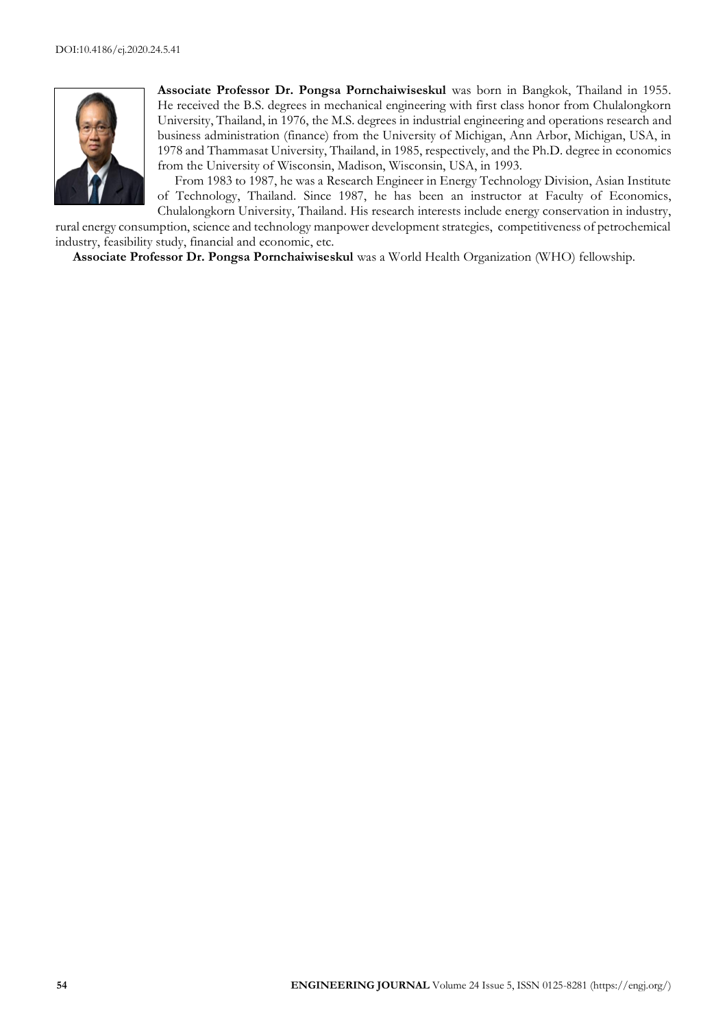**Associate Professor Dr. Pongsa Pornchaiwiseskul** was born in Bangkok, Thailand in 1955. He received the B.S. degrees in mechanical engineering with first class honor from Chulalongkorn University, Thailand, in 1976, the M.S. degrees in industrial engineering and operations research and business administration (finance) from the University of Michigan, Ann Arbor, Michigan, USA, in 1978 and Thammasat University, Thailand, in 1985, respectively, and the Ph.D. degree in economics from the University of Wisconsin, Madison, Wisconsin, USA, in 1993.

From 1983 to 1987, he was a Research Engineer in Energy Technology Division, Asian Institute of Technology, Thailand. Since 1987, he has been an instructor at Faculty of Economics, Chulalongkorn University, Thailand. His research interests include energy conservation in industry, rural energy consumption, science and technology manpower development strategies, competitiveness of petrochemical industry, feasibility study, financial and economic, etc.

**Associate Professor Dr. Pongsa Pornchaiwiseskul** was a World Health Organization (WHO) fellowship.